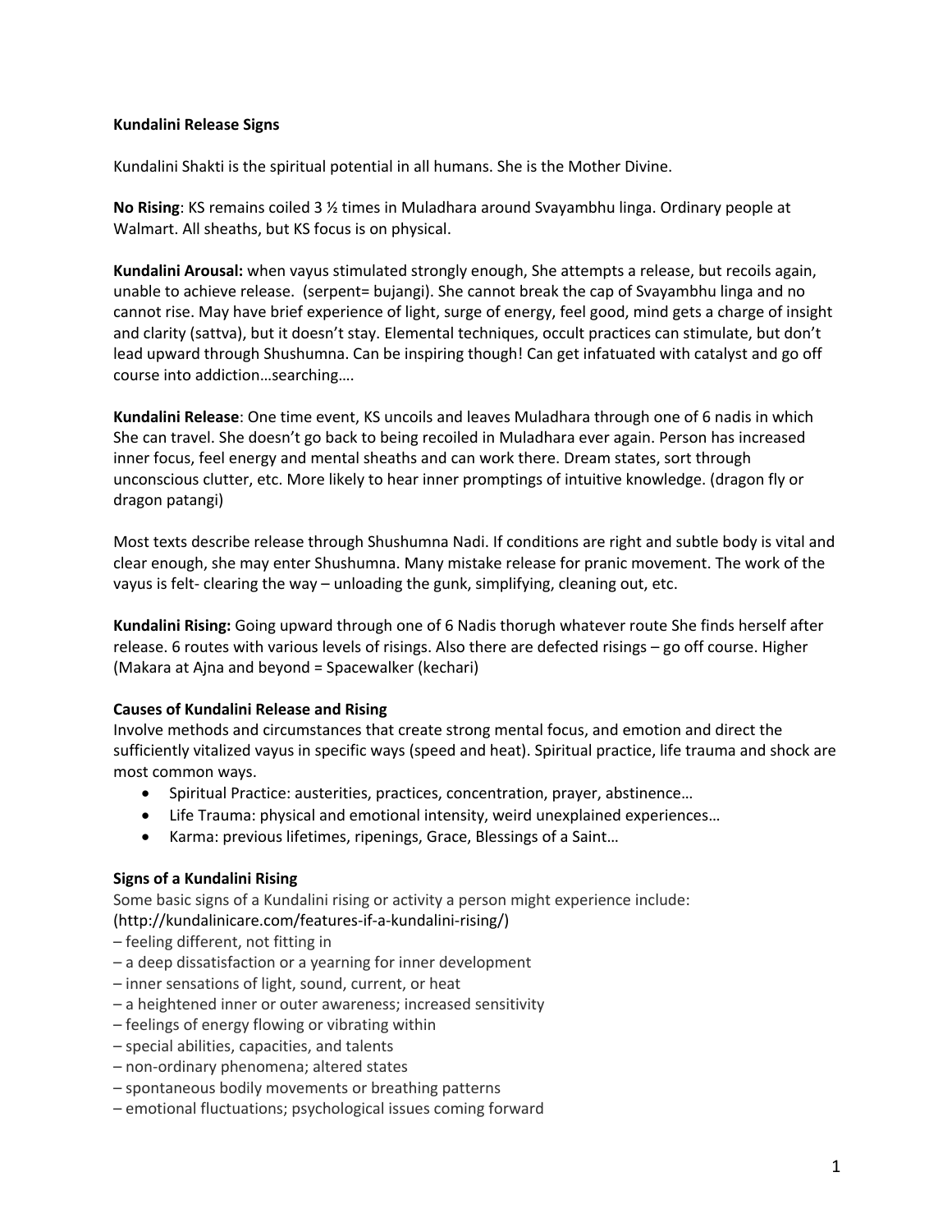**Kundalini Release Signs**

Kundalini Shakti is the spiritual potential in all humans. She is the Mother Divine.

**No Rising**: KS remains coiled 3 ½ times in Muladhara around Svayambhu linga. Ordinary people at Walmart. All sheaths, but KS focus is on physical.

**Kundalini Arousal:** when vayus stimulated strongly enough, She attempts a release, but recoils again, unable to achieve release. (serpent= bujangi). She cannot break the cap of Svayambhu linga and no cannot rise. May have brief experience of light, surge of energy, feel good, mind gets a charge of insight and clarity (sattva), but it doesn't stay. Elemental techniques, occult practices can stimulate, but don't lead upward through Shushumna. Can be inspiring though! Can get infatuated with catalyst and go off course into addiction…searching….

**Kundalini Release**: One time event, KS uncoils and leaves Muladhara through one of 6 nadis in which She can travel. She doesn't go back to being recoiled in Muladhara ever again. Person has increased inner focus, feel energy and mental sheaths and can work there. Dream states, sort through unconscious clutter, etc. More likely to hear inner promptings of intuitive knowledge. (dragon fly or dragon patangi)

Most texts describe release through Shushumna Nadi. If conditions are right and subtle body is vital and clear enough, she may enter Shushumna. Many mistake release for pranic movement. The work of the vayus is felt- clearing the way – unloading the gunk, simplifying, cleaning out, etc.

**Kundalini Rising:** Going upward through one of 6 Nadis thorugh whatever route She finds herself after release. 6 routes with various levels of risings. Also there are defected risings – go off course. Higher (Makara at Ajna and beyond = Spacewalker (kechari)

**Causes of Kundalini Release and Rising**

Involve methods and circumstances that create strong mental focus, and emotion and direct the sufficiently vitalized vayus in specific ways (speed and heat). Spiritual practice, life trauma and shock are most common ways.

- Spiritual Practice: austerities, practices, concentration, prayer, abstinence…
- Life Trauma: physical and emotional intensity, weird unexplained experiences…
- Karma: previous lifetimes, ripenings, Grace, Blessings of a Saint…

**Signs of a Kundalini Rising**

Some basic signs of a Kundalini rising or activity a person might experience include:
(http://kundalinicare.com/features-if-a-kundalini-rising/)

– feeling different, not fitting in
– a deep dissatisfaction or a yearning for inner development
– inner sensations of light, sound, current, or heat
– a heightened inner or outer awareness; increased sensitivity
– feelings of energy flowing or vibrating within
– special abilities, capacities, and talents
– non-ordinary phenomena; altered states
– spontaneous bodily movements or breathing patterns
– emotional fluctuations; psychological issues coming forward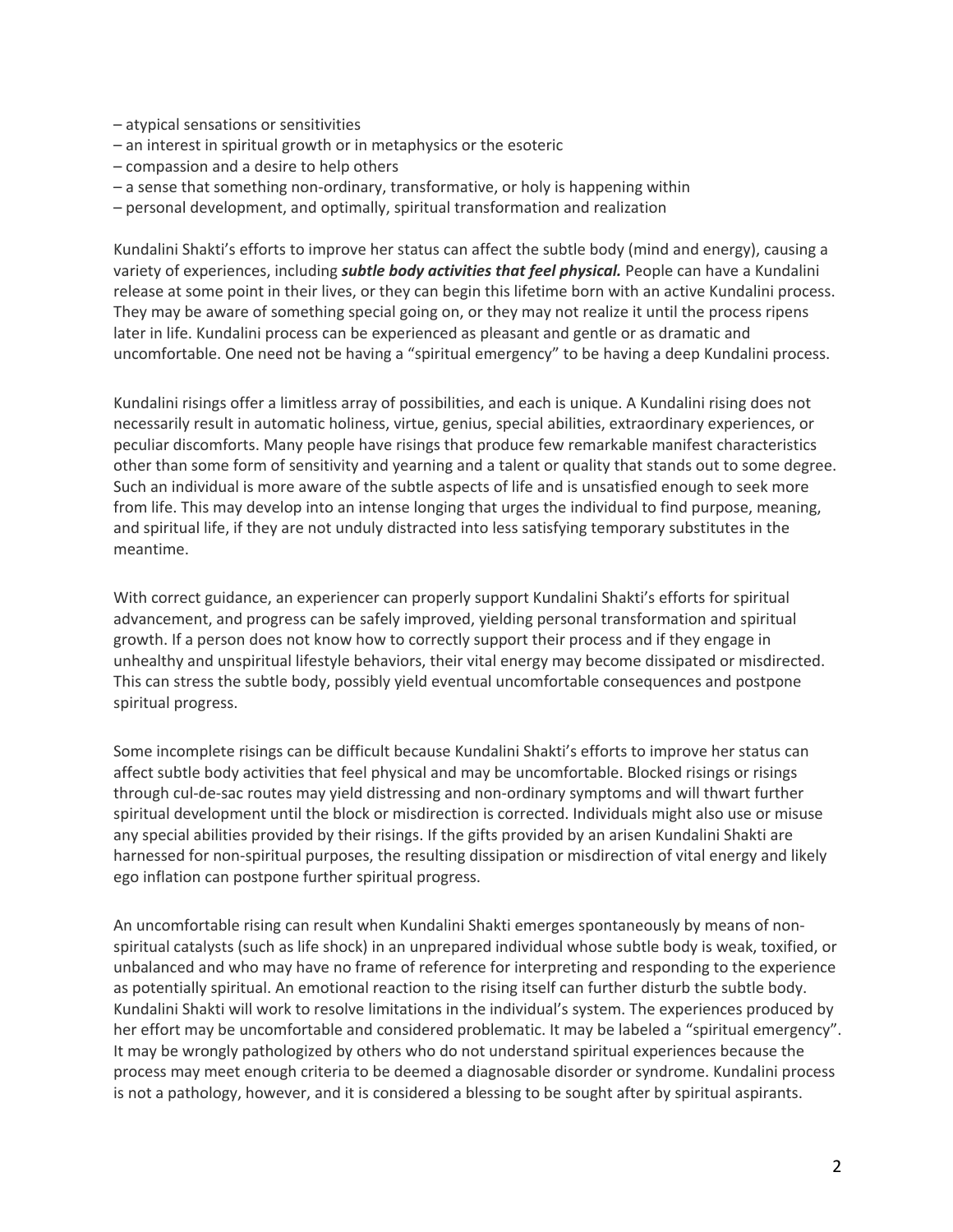– atypical sensations or sensitivities
– an interest in spiritual growth or in metaphysics or the esoteric
– compassion and a desire to help others
– a sense that something non-ordinary, transformative, or holy is happening within
– personal development, and optimally, spiritual transformation and realization

Kundalini Shakti's efforts to improve her status can affect the subtle body (mind and energy), causing a variety of experiences, including ***subtle body activities that feel physical.*** People can have a Kundalini release at some point in their lives, or they can begin this lifetime born with an active Kundalini process. They may be aware of something special going on, or they may not realize it until the process ripens later in life. Kundalini process can be experienced as pleasant and gentle or as dramatic and uncomfortable. One need not be having a "spiritual emergency" to be having a deep Kundalini process.

Kundalini risings offer a limitless array of possibilities, and each is unique. A Kundalini rising does not necessarily result in automatic holiness, virtue, genius, special abilities, extraordinary experiences, or peculiar discomforts. Many people have risings that produce few remarkable manifest characteristics other than some form of sensitivity and yearning and a talent or quality that stands out to some degree. Such an individual is more aware of the subtle aspects of life and is unsatisfied enough to seek more from life. This may develop into an intense longing that urges the individual to find purpose, meaning, and spiritual life, if they are not unduly distracted into less satisfying temporary substitutes in the meantime.

With correct guidance, an experiencer can properly support Kundalini Shakti's efforts for spiritual advancement, and progress can be safely improved, yielding personal transformation and spiritual growth. If a person does not know how to correctly support their process and if they engage in unhealthy and unspiritual lifestyle behaviors, their vital energy may become dissipated or misdirected. This can stress the subtle body, possibly yield eventual uncomfortable consequences and postpone spiritual progress.

Some incomplete risings can be difficult because Kundalini Shakti's efforts to improve her status can affect subtle body activities that feel physical and may be uncomfortable. Blocked risings or risings through cul-de-sac routes may yield distressing and non-ordinary symptoms and will thwart further spiritual development until the block or misdirection is corrected. Individuals might also use or misuse any special abilities provided by their risings. If the gifts provided by an arisen Kundalini Shakti are harnessed for non-spiritual purposes, the resulting dissipation or misdirection of vital energy and likely ego inflation can postpone further spiritual progress.

An uncomfortable rising can result when Kundalini Shakti emerges spontaneously by means of non-spiritual catalysts (such as life shock) in an unprepared individual whose subtle body is weak, toxified, or unbalanced and who may have no frame of reference for interpreting and responding to the experience as potentially spiritual. An emotional reaction to the rising itself can further disturb the subtle body. Kundalini Shakti will work to resolve limitations in the individual's system. The experiences produced by her effort may be uncomfortable and considered problematic. It may be labeled a "spiritual emergency". It may be wrongly pathologized by others who do not understand spiritual experiences because the process may meet enough criteria to be deemed a diagnosable disorder or syndrome. Kundalini process is not a pathology, however, and it is considered a blessing to be sought after by spiritual aspirants.